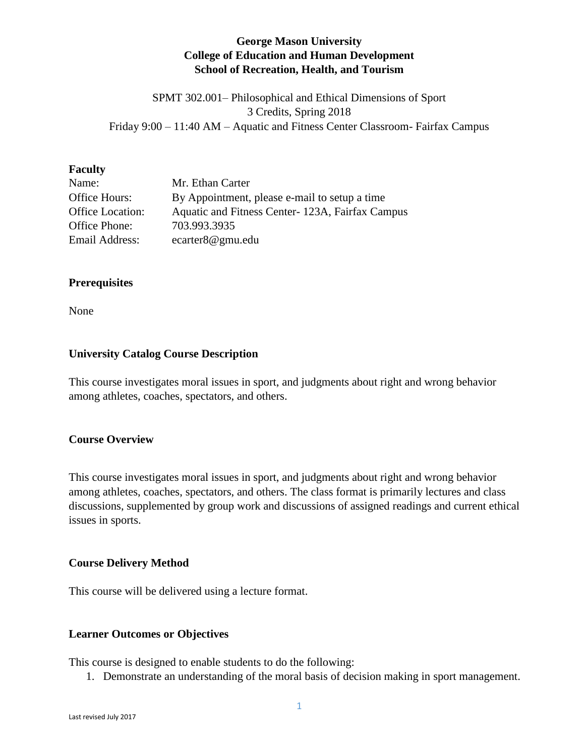**George Mason University**
**College of Education and Human Development**
**School of Recreation, Health, and Tourism**

SPMT 302.001– Philosophical and Ethical Dimensions of Sport
3 Credits, Spring 2018
Friday 9:00 – 11:40 AM – Aquatic and Fitness Center Classroom- Fairfax Campus

## Faculty

| | |
|---|---|
| Name: | Mr. Ethan Carter |
| Office Hours: | By Appointment, please e-mail to setup a time |
| Office Location: | Aquatic and Fitness Center- 123A, Fairfax Campus |
| Office Phone: | 703.993.3935 |
| Email Address: | ecarter8@gmu.edu |

## Prerequisites

None

## University Catalog Course Description

This course investigates moral issues in sport, and judgments about right and wrong behavior among athletes, coaches, spectators, and others.

## Course Overview

This course investigates moral issues in sport, and judgments about right and wrong behavior among athletes, coaches, spectators, and others. The class format is primarily lectures and class discussions, supplemented by group work and discussions of assigned readings and current ethical issues in sports.

## Course Delivery Method

This course will be delivered using a lecture format.

## Learner Outcomes or Objectives

This course is designed to enable students to do the following:

1. Demonstrate an understanding of the moral basis of decision making in sport management.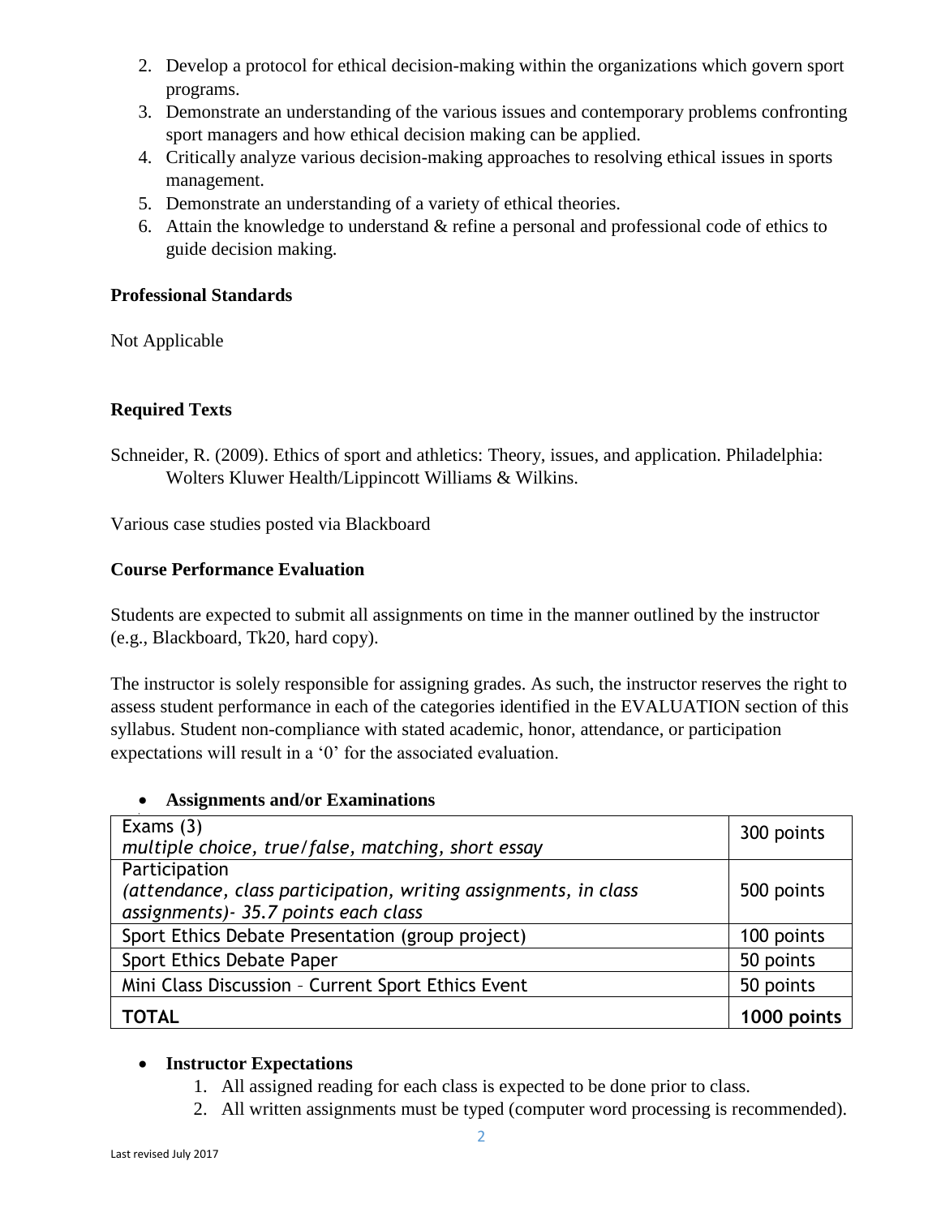2. Develop a protocol for ethical decision-making within the organizations which govern sport programs.
3. Demonstrate an understanding of the various issues and contemporary problems confronting sport managers and how ethical decision making can be applied.
4. Critically analyze various decision-making approaches to resolving ethical issues in sports management.
5. Demonstrate an understanding of a variety of ethical theories.
6. Attain the knowledge to understand & refine a personal and professional code of ethics to guide decision making.

**Professional Standards**

Not Applicable

**Required Texts**

Schneider, R. (2009). Ethics of sport and athletics: Theory, issues, and application. Philadelphia: Wolters Kluwer Health/Lippincott Williams & Wilkins.

Various case studies posted via Blackboard

**Course Performance Evaluation**

Students are expected to submit all assignments on time in the manner outlined by the instructor (e.g., Blackboard, Tk20, hard copy).

The instructor is solely responsible for assigning grades. As such, the instructor reserves the right to assess student performance in each of the categories identified in the EVALUATION section of this syllabus. Student non-compliance with stated academic, honor, attendance, or participation expectations will result in a '0' for the associated evaluation.

- **Assignments and/or Examinations**

| Item | Points |
|---|---|
| Exams (3)<br>*multiple choice, true/false, matching, short essay* | 300 points |
| Participation<br>*(attendance, class participation, writing assignments, in class assignments)- 35.7 points each class* | 500 points |
| Sport Ethics Debate Presentation (group project) | 100 points |
| Sport Ethics Debate Paper | 50 points |
| Mini Class Discussion – Current Sport Ethics Event | 50 points |
| **TOTAL** | **1000 points** |

- **Instructor Expectations**
  1. All assigned reading for each class is expected to be done prior to class.
  2. All written assignments must be typed (computer word processing is recommended).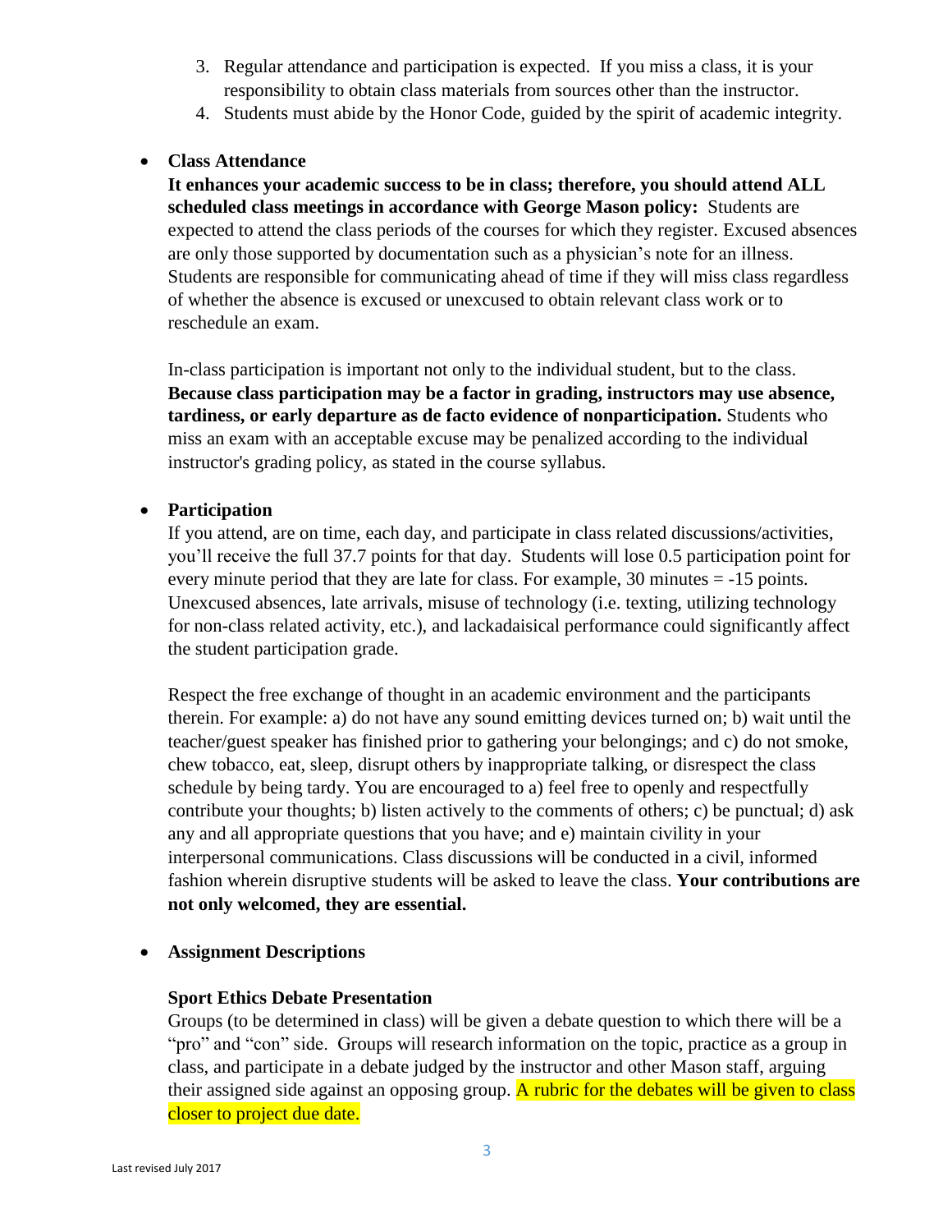3. Regular attendance and participation is expected. If you miss a class, it is your responsibility to obtain class materials from sources other than the instructor.
4. Students must abide by the Honor Code, guided by the spirit of academic integrity.

- **Class Attendance**

  **It enhances your academic success to be in class; therefore, you should attend ALL scheduled class meetings in accordance with George Mason policy:** Students are expected to attend the class periods of the courses for which they register. Excused absences are only those supported by documentation such as a physician's note for an illness. Students are responsible for communicating ahead of time if they will miss class regardless of whether the absence is excused or unexcused to obtain relevant class work or to reschedule an exam.

  In-class participation is important not only to the individual student, but to the class. **Because class participation may be a factor in grading, instructors may use absence, tardiness, or early departure as de facto evidence of nonparticipation.** Students who miss an exam with an acceptable excuse may be penalized according to the individual instructor's grading policy, as stated in the course syllabus.

- **Participation**

  If you attend, are on time, each day, and participate in class related discussions/activities, you'll receive the full 37.7 points for that day. Students will lose 0.5 participation point for every minute period that they are late for class. For example, 30 minutes = -15 points. Unexcused absences, late arrivals, misuse of technology (i.e. texting, utilizing technology for non-class related activity, etc.), and lackadaisical performance could significantly affect the student participation grade.

  Respect the free exchange of thought in an academic environment and the participants therein. For example: a) do not have any sound emitting devices turned on; b) wait until the teacher/guest speaker has finished prior to gathering your belongings; and c) do not smoke, chew tobacco, eat, sleep, disrupt others by inappropriate talking, or disrespect the class schedule by being tardy. You are encouraged to a) feel free to openly and respectfully contribute your thoughts; b) listen actively to the comments of others; c) be punctual; d) ask any and all appropriate questions that you have; and e) maintain civility in your interpersonal communications. Class discussions will be conducted in a civil, informed fashion wherein disruptive students will be asked to leave the class. **Your contributions are not only welcomed, they are essential.**

- **Assignment Descriptions**

  **Sport Ethics Debate Presentation**

  Groups (to be determined in class) will be given a debate question to which there will be a "pro" and "con" side. Groups will research information on the topic, practice as a group in class, and participate in a debate judged by the instructor and other Mason staff, arguing their assigned side against an opposing group. A rubric for the debates will be given to class closer to project due date.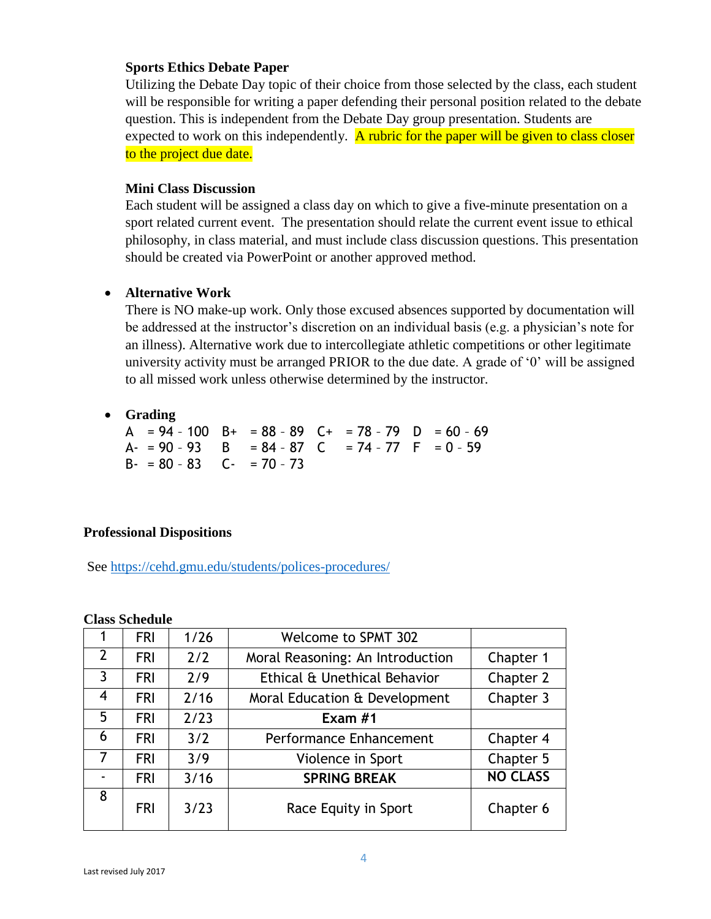**Sports Ethics Debate Paper**

Utilizing the Debate Day topic of their choice from those selected by the class, each student will be responsible for writing a paper defending their personal position related to the debate question. This is independent from the Debate Day group presentation. Students are expected to work on this independently. A rubric for the paper will be given to class closer to the project due date.

**Mini Class Discussion**

Each student will be assigned a class day on which to give a five-minute presentation on a sport related current event. The presentation should relate the current event issue to ethical philosophy, in class material, and must include class discussion questions. This presentation should be created via PowerPoint or another approved method.

- **Alternative Work**

  There is NO make-up work. Only those excused absences supported by documentation will be addressed at the instructor's discretion on an individual basis (e.g. a physician's note for an illness). Alternative work due to intercollegiate athletic competitions or other legitimate university activity must be arranged PRIOR to the due date. A grade of '0' will be assigned to all missed work unless otherwise determined by the instructor.

- **Grading**

  A = 94 – 100 B+ = 88 – 89 C+ = 78 – 79 D = 60 – 69
  A- = 90 – 93 B = 84 – 87 C = 74 – 77 F = 0 – 59
  B- = 80 – 83 C- = 70 – 73

## Professional Dispositions

See https://cehd.gmu.edu/students/polices-procedures/

**Class Schedule**

| | | | | |
|---|---|---|---|---|
| 1 | FRI | 1/26 | Welcome to SPMT 302 | |
| 2 | FRI | 2/2 | Moral Reasoning: An Introduction | Chapter 1 |
| 3 | FRI | 2/9 | Ethical & Unethical Behavior | Chapter 2 |
| 4 | FRI | 2/16 | Moral Education & Development | Chapter 3 |
| 5 | FRI | 2/23 | **Exam #1** | |
| 6 | FRI | 3/2 | Performance Enhancement | Chapter 4 |
| 7 | FRI | 3/9 | Violence in Sport | Chapter 5 |
| - | FRI | 3/16 | **SPRING BREAK** | **NO CLASS** |
| 8 | FRI | 3/23 | Race Equity in Sport | Chapter 6 |

Last revised July 2017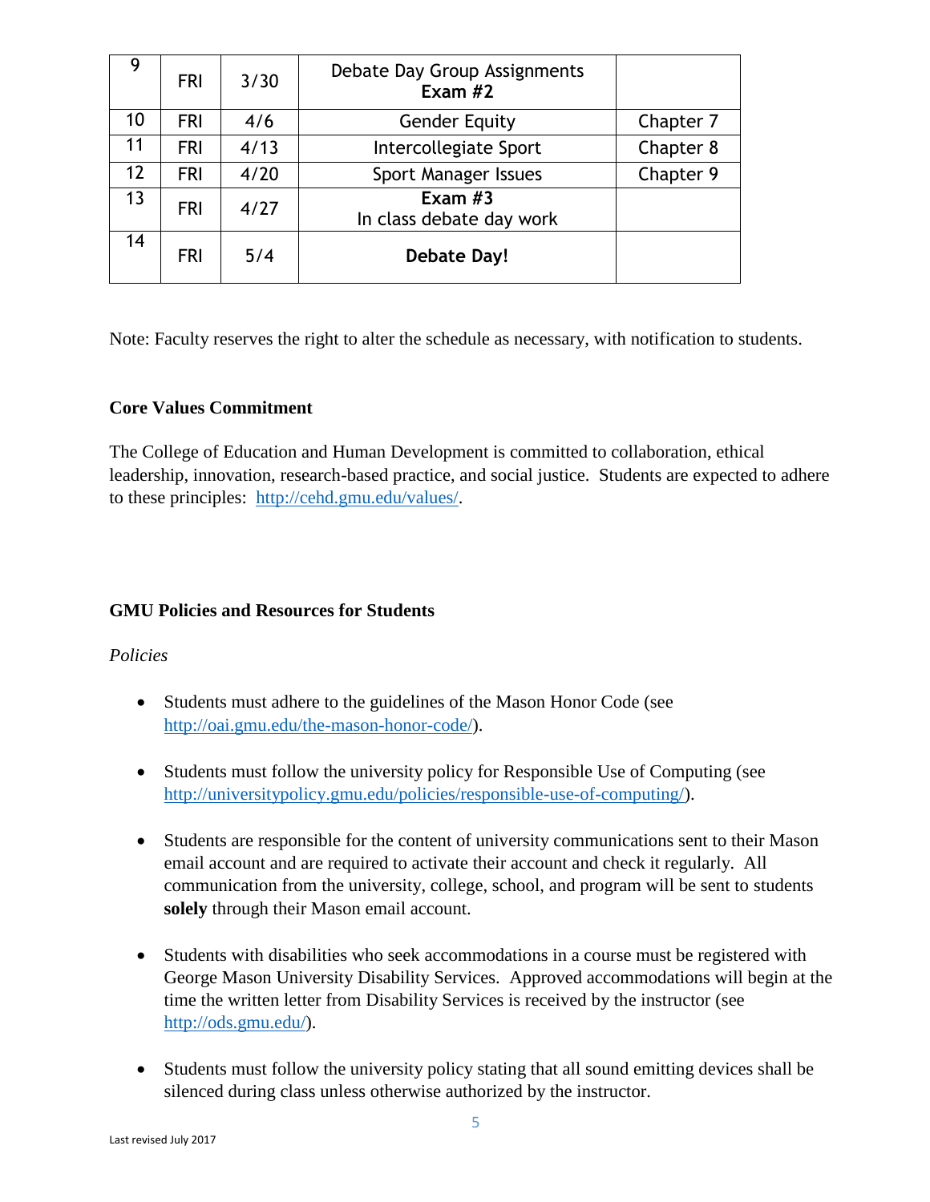| 9 | FRI | 3/30 | Debate Day Group Assignments **Exam #2** | |
|---|---|---|---|---|
| 10 | FRI | 4/6 | Gender Equity | Chapter 7 |
| 11 | FRI | 4/13 | Intercollegiate Sport | Chapter 8 |
| 12 | FRI | 4/20 | Sport Manager Issues | Chapter 9 |
| 13 | FRI | 4/27 | **Exam #3** In class debate day work | |
| 14 | FRI | 5/4 | **Debate Day!** | |

Note: Faculty reserves the right to alter the schedule as necessary, with notification to students.

**Core Values Commitment**

The College of Education and Human Development is committed to collaboration, ethical leadership, innovation, research-based practice, and social justice. Students are expected to adhere to these principles: http://cehd.gmu.edu/values/.

**GMU Policies and Resources for Students**

*Policies*

- Students must adhere to the guidelines of the Mason Honor Code (see http://oai.gmu.edu/the-mason-honor-code/).
- Students must follow the university policy for Responsible Use of Computing (see http://universitypolicy.gmu.edu/policies/responsible-use-of-computing/).
- Students are responsible for the content of university communications sent to their Mason email account and are required to activate their account and check it regularly. All communication from the university, college, school, and program will be sent to students **solely** through their Mason email account.
- Students with disabilities who seek accommodations in a course must be registered with George Mason University Disability Services. Approved accommodations will begin at the time the written letter from Disability Services is received by the instructor (see http://ods.gmu.edu/).
- Students must follow the university policy stating that all sound emitting devices shall be silenced during class unless otherwise authorized by the instructor.

Last revised July 2017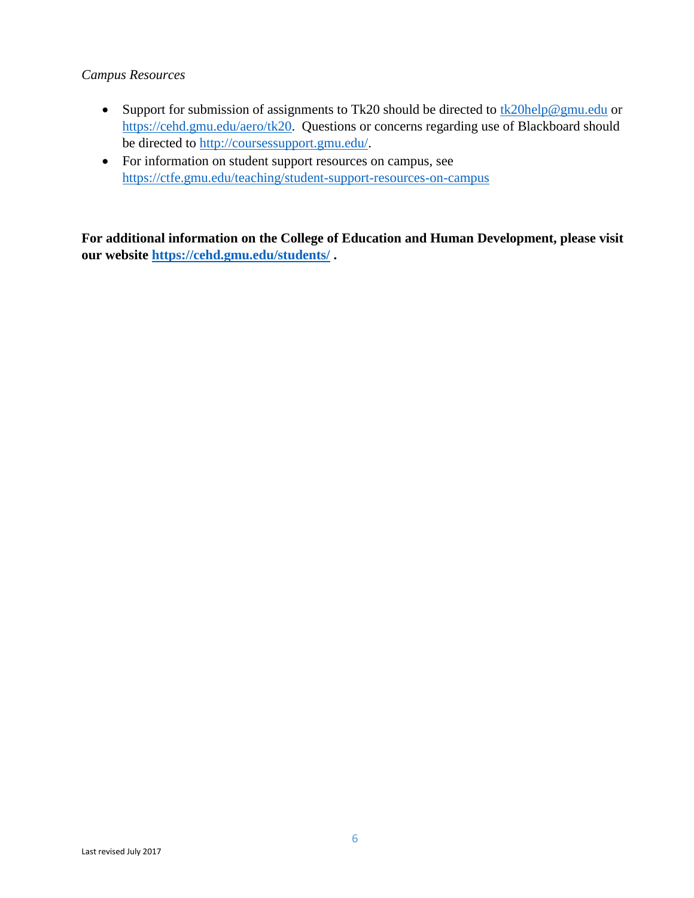*Campus Resources*

- Support for submission of assignments to Tk20 should be directed to tk20help@gmu.edu or https://cehd.gmu.edu/aero/tk20. Questions or concerns regarding use of Blackboard should be directed to http://coursessupport.gmu.edu/.
- For information on student support resources on campus, see https://ctfe.gmu.edu/teaching/student-support-resources-on-campus

**For additional information on the College of Education and Human Development, please visit our website https://cehd.gmu.edu/students/ .**